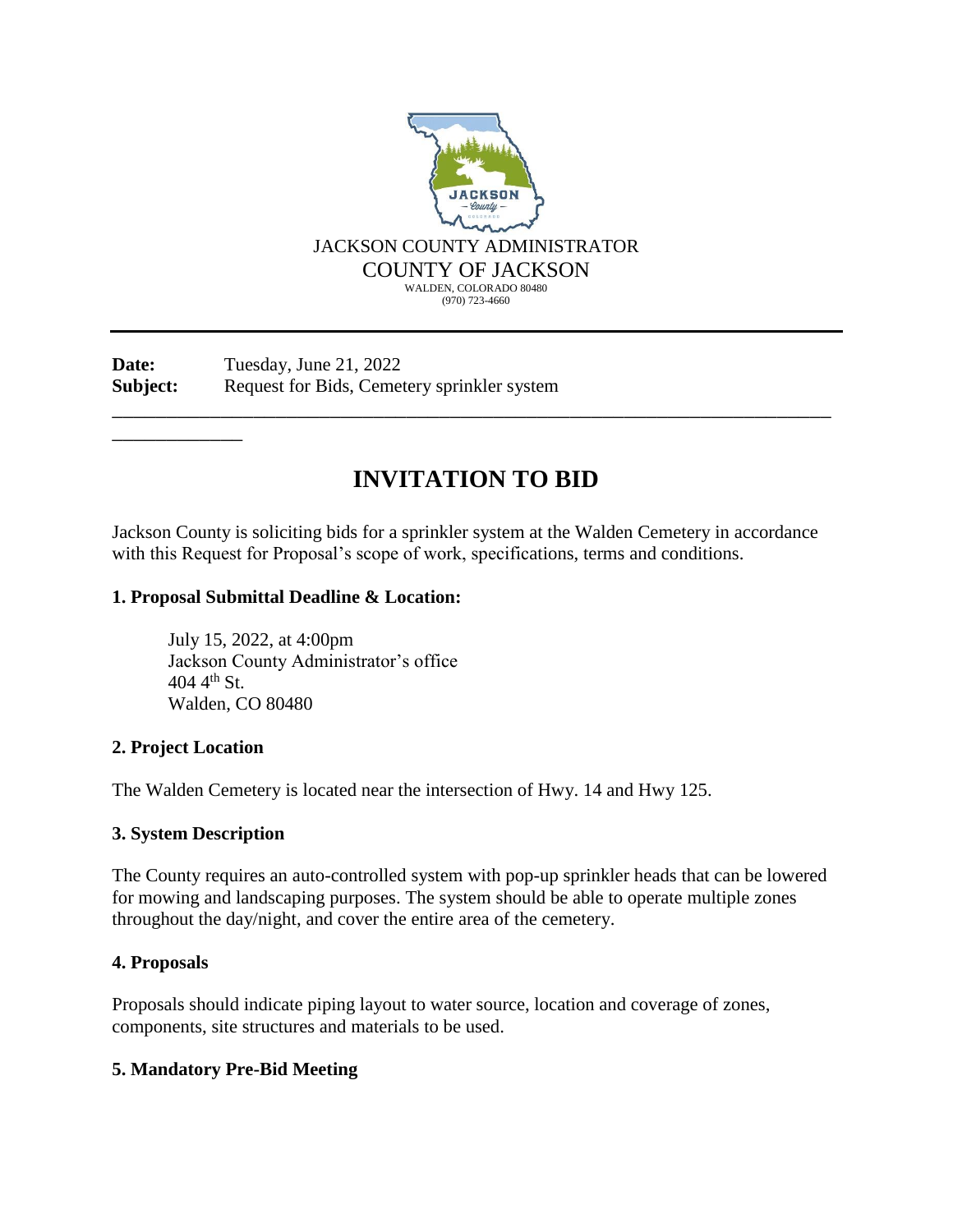JACKSON COUNTY ADMINISTRATOR
COUNTY OF JACKSON
WALDEN, COLORADO 80480
(970) 723-4660

---

**Date:** Tuesday, June 21, 2022
**Subject:** Request for Bids, Cemetery sprinkler system

---

# INVITATION TO BID

Jackson County is soliciting bids for a sprinkler system at the Walden Cemetery in accordance with this Request for Proposal's scope of work, specifications, terms and conditions.

### 1. Proposal Submittal Deadline & Location:

July 15, 2022, at 4:00pm
Jackson County Administrator's office
404 4th St.
Walden, CO 80480

### 2. Project Location

The Walden Cemetery is located near the intersection of Hwy. 14 and Hwy 125.

### 3. System Description

The County requires an auto-controlled system with pop-up sprinkler heads that can be lowered for mowing and landscaping purposes. The system should be able to operate multiple zones throughout the day/night, and cover the entire area of the cemetery.

### 4. Proposals

Proposals should indicate piping layout to water source, location and coverage of zones, components, site structures and materials to be used.

### 5. Mandatory Pre-Bid Meeting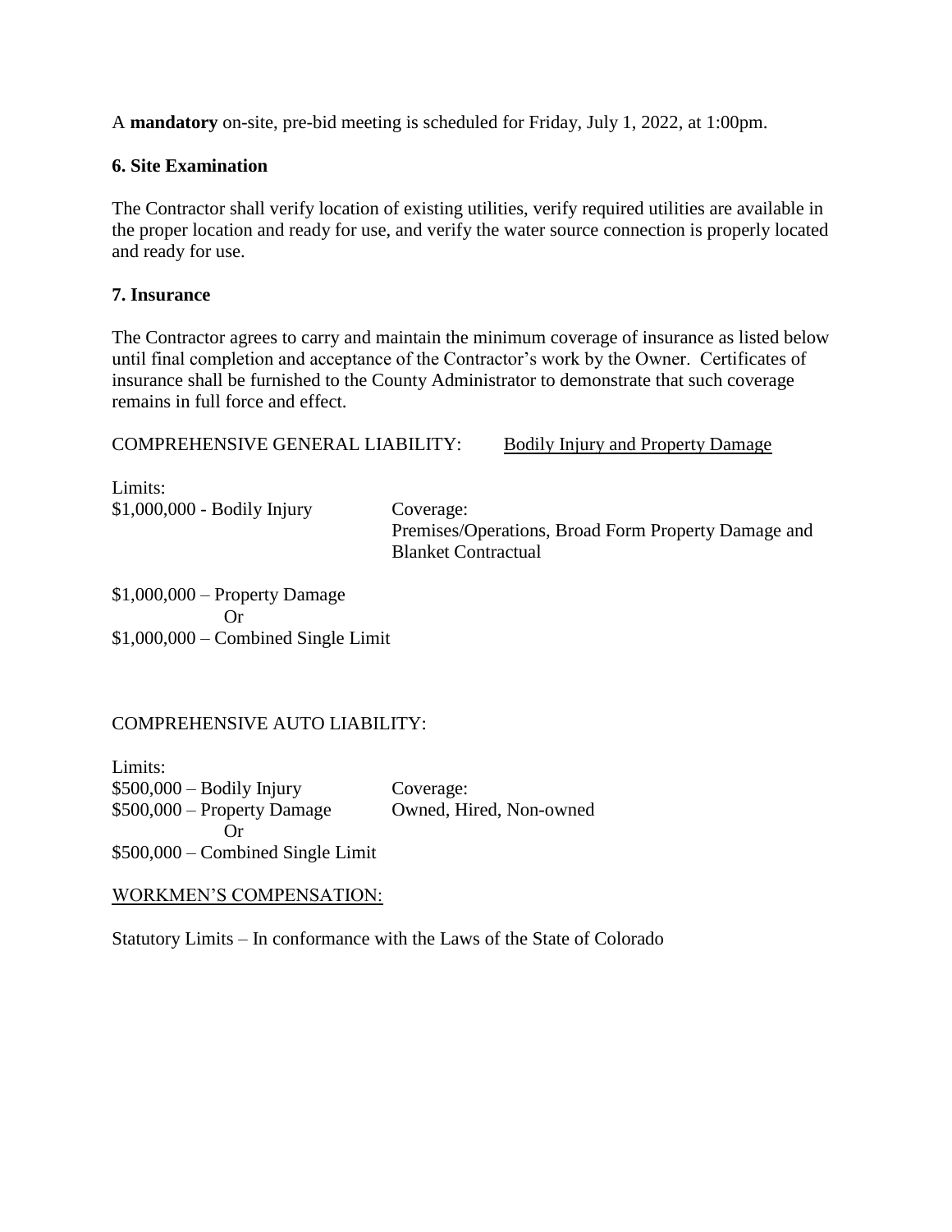A **mandatory** on-site, pre-bid meeting is scheduled for Friday, July 1, 2022, at 1:00pm.

### 6. Site Examination

The Contractor shall verify location of existing utilities, verify required utilities are available in the proper location and ready for use, and verify the water source connection is properly located and ready for use.

### 7. Insurance

The Contractor agrees to carry and maintain the minimum coverage of insurance as listed below until final completion and acceptance of the Contractor's work by the Owner. Certificates of insurance shall be furnished to the County Administrator to demonstrate that such coverage remains in full force and effect.

COMPREHENSIVE GENERAL LIABILITY: <u>Bodily Injury and Property Damage</u>

Limits:
$1,000,000 - Bodily Injury

Coverage:
Premises/Operations, Broad Form Property Damage and Blanket Contractual

$1,000,000 – Property Damage
Or
$1,000,000 – Combined Single Limit

COMPREHENSIVE AUTO LIABILITY:

Limits:
$500,000 – Bodily Injury
$500,000 – Property Damage
Or
$500,000 – Combined Single Limit

Coverage:
Owned, Hired, Non-owned

<u>WORKMEN'S COMPENSATION:</u>

Statutory Limits – In conformance with the Laws of the State of Colorado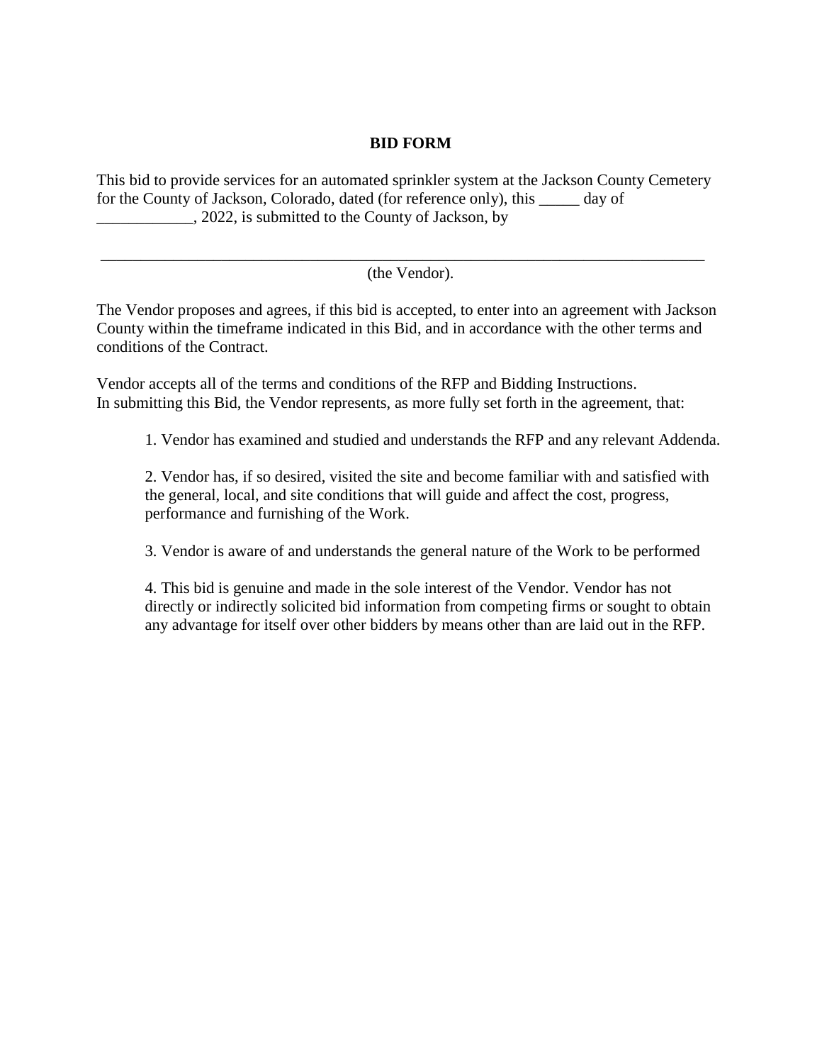# BID FORM

This bid to provide services for an automated sprinkler system at the Jackson County Cemetery for the County of Jackson, Colorado, dated (for reference only), this _____ day of ____________, 2022, is submitted to the County of Jackson, by

_________________________________________________________________________________
(the Vendor).

The Vendor proposes and agrees, if this bid is accepted, to enter into an agreement with Jackson County within the timeframe indicated in this Bid, and in accordance with the other terms and conditions of the Contract.

Vendor accepts all of the terms and conditions of the RFP and Bidding Instructions.
In submitting this Bid, the Vendor represents, as more fully set forth in the agreement, that:

1. Vendor has examined and studied and understands the RFP and any relevant Addenda.

2. Vendor has, if so desired, visited the site and become familiar with and satisfied with the general, local, and site conditions that will guide and affect the cost, progress, performance and furnishing of the Work.

3. Vendor is aware of and understands the general nature of the Work to be performed

4. This bid is genuine and made in the sole interest of the Vendor. Vendor has not directly or indirectly solicited bid information from competing firms or sought to obtain any advantage for itself over other bidders by means other than are laid out in the RFP.